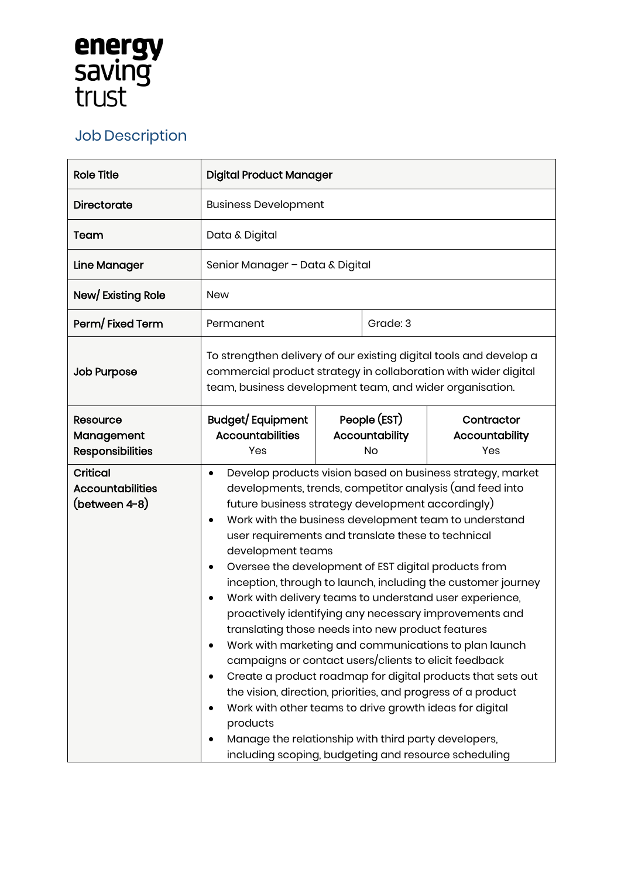energy
saving
trust

# Job Description

| Role Title | Digital Product Manager | | |
|---|---|---|---|
| Directorate | Business Development | | |
| Team | Data & Digital | | |
| Line Manager | Senior Manager – Data & Digital | | |
| New/ Existing Role | New | | |
| Perm/ Fixed Term | Permanent | Grade: 3 | |
| Job Purpose | To strengthen delivery of our existing digital tools and develop a commercial product strategy in collaboration with wider digital team, business development team, and wider organisation. | | |
| Resource Management Responsibilities | **Budget/ Equipment Accountabilities** Yes | **People (EST) Accountability** No | **Contractor Accountability** Yes |
| Critical Accountabilities (between 4-8) | • Develop products vision based on business strategy, market developments, trends, competitor analysis (and feed into future business strategy development accordingly)<br>• Work with the business development team to understand user requirements and translate these to technical development teams<br>• Oversee the development of EST digital products from inception, through to launch, including the customer journey<br>• Work with delivery teams to understand user experience, proactively identifying any necessary improvements and translating those needs into new product features<br>• Work with marketing and communications to plan launch campaigns or contact users/clients to elicit feedback<br>• Create a product roadmap for digital products that sets out the vision, direction, priorities, and progress of a product<br>• Work with other teams to drive growth ideas for digital products<br>• Manage the relationship with third party developers, including scoping, budgeting and resource scheduling | | |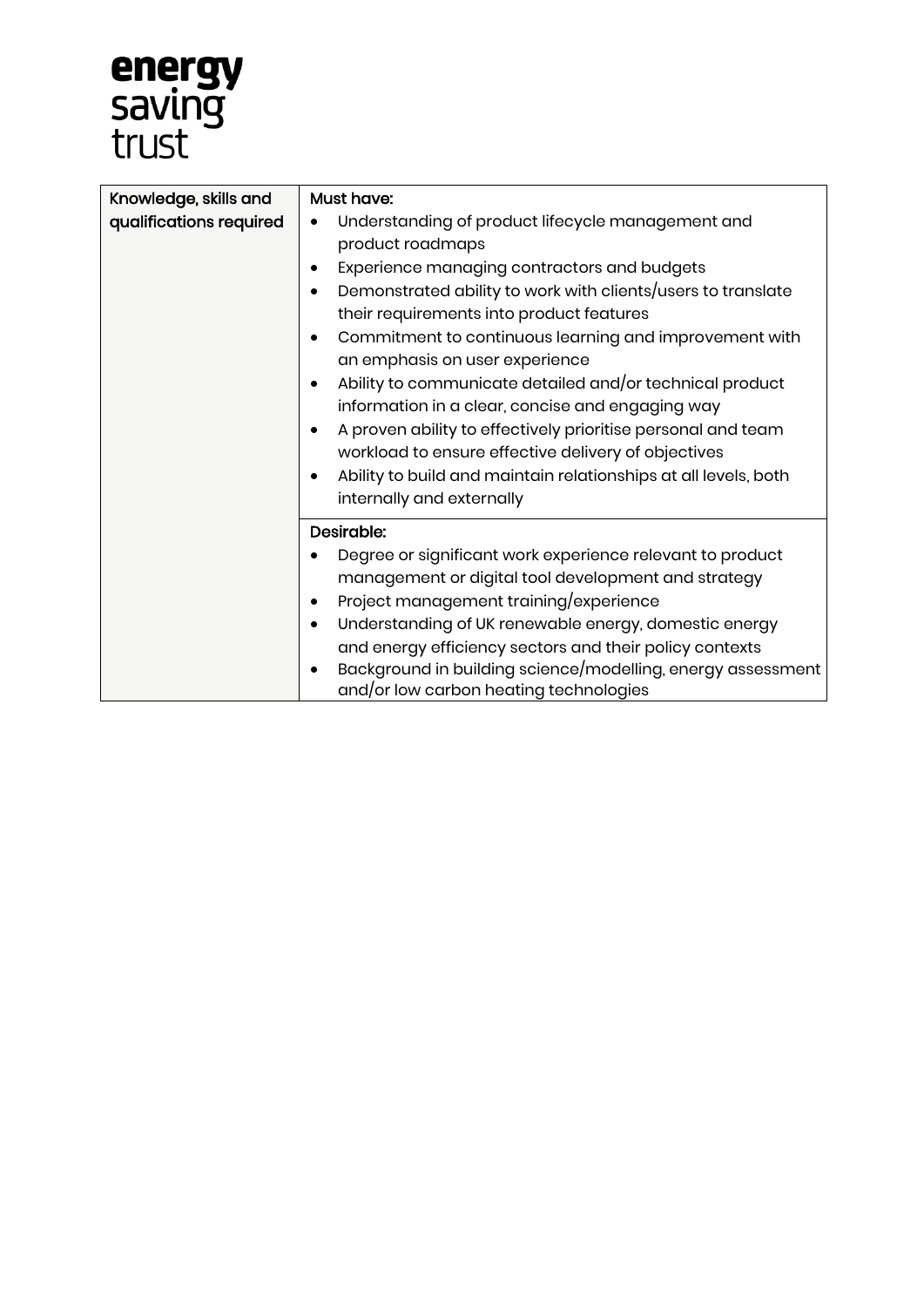| | |
|---|---|
| Knowledge, skills and qualifications required | **Must have:**<br>• Understanding of product lifecycle management and product roadmaps<br>• Experience managing contractors and budgets<br>• Demonstrated ability to work with clients/users to translate their requirements into product features<br>• Commitment to continuous learning and improvement with an emphasis on user experience<br>• Ability to communicate detailed and/or technical product information in a clear, concise and engaging way<br>• A proven ability to effectively prioritise personal and team workload to ensure effective delivery of objectives<br>• Ability to build and maintain relationships at all levels, both internally and externally |
| | **Desirable:**<br>• Degree or significant work experience relevant to product management or digital tool development and strategy<br>• Project management training/experience<br>• Understanding of UK renewable energy, domestic energy and energy efficiency sectors and their policy contexts<br>• Background in building science/modelling, energy assessment and/or low carbon heating technologies |